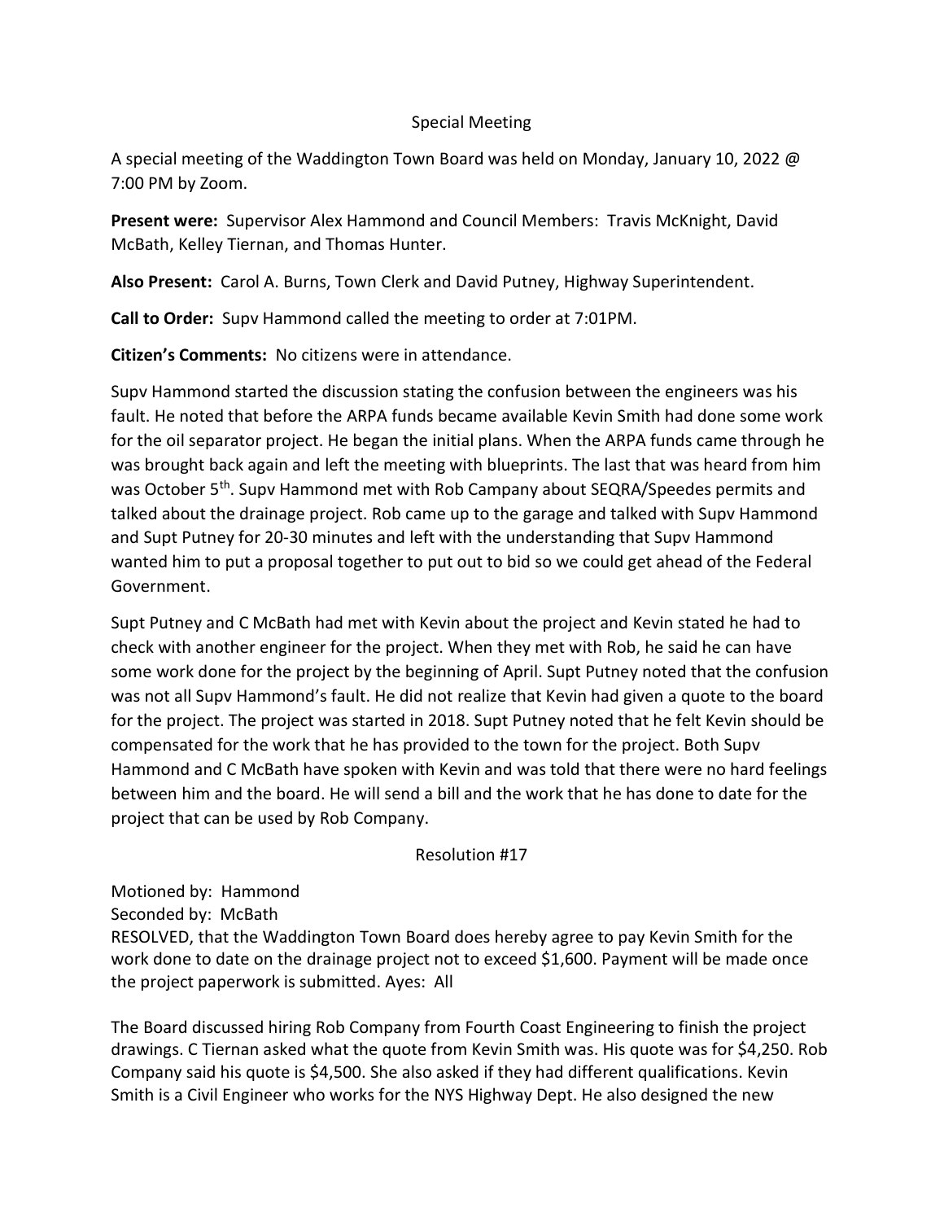# Special Meeting

A special meeting of the Waddington Town Board was held on Monday, January 10, 2022 @ 7:00 PM by Zoom.

**Present were:** Supervisor Alex Hammond and Council Members: Travis McKnight, David McBath, Kelley Tiernan, and Thomas Hunter.

**Also Present:** Carol A. Burns, Town Clerk and David Putney, Highway Superintendent.

**Call to Order:** Supv Hammond called the meeting to order at 7:01PM.

**Citizen's Comments:** No citizens were in attendance.

Supv Hammond started the discussion stating the confusion between the engineers was his fault. He noted that before the ARPA funds became available Kevin Smith had done some work for the oil separator project. He began the initial plans. When the ARPA funds came through he was brought back again and left the meeting with blueprints. The last that was heard from him was October 5th. Supv Hammond met with Rob Company about SEQRA/Speedes permits and talked about the drainage project. Rob came up to the garage and talked with Supv Hammond and Supt Putney for 20-30 minutes and left with the understanding that Supv Hammond wanted him to put a proposal together to put out to bid so we could get ahead of the Federal Government.

Supt Putney and C McBath had met with Kevin about the project and Kevin stated he had to check with another engineer for the project. When they met with Rob, he said he can have some work done for the project by the beginning of April. Supt Putney noted that the confusion was not all Supv Hammond's fault. He did not realize that Kevin had given a quote to the board for the project. The project was started in 2018. Supt Putney noted that he felt Kevin should be compensated for the work that he has provided to the town for the project. Both Supv Hammond and C McBath have spoken with Kevin and was told that there were no hard feelings between him and the board. He will send a bill and the work that he has done to date for the project that can be used by Rob Company.

## Resolution #17

Motioned by: Hammond
Seconded by: McBath
RESOLVED, that the Waddington Town Board does hereby agree to pay Kevin Smith for the work done to date on the drainage project not to exceed $1,600. Payment will be made once the project paperwork is submitted. Ayes: All

The Board discussed hiring Rob Company from Fourth Coast Engineering to finish the project drawings. C Tiernan asked what the quote from Kevin Smith was. His quote was for $4,250. Rob Company said his quote is $4,500. She also asked if they had different qualifications. Kevin Smith is a Civil Engineer who works for the NYS Highway Dept. He also designed the new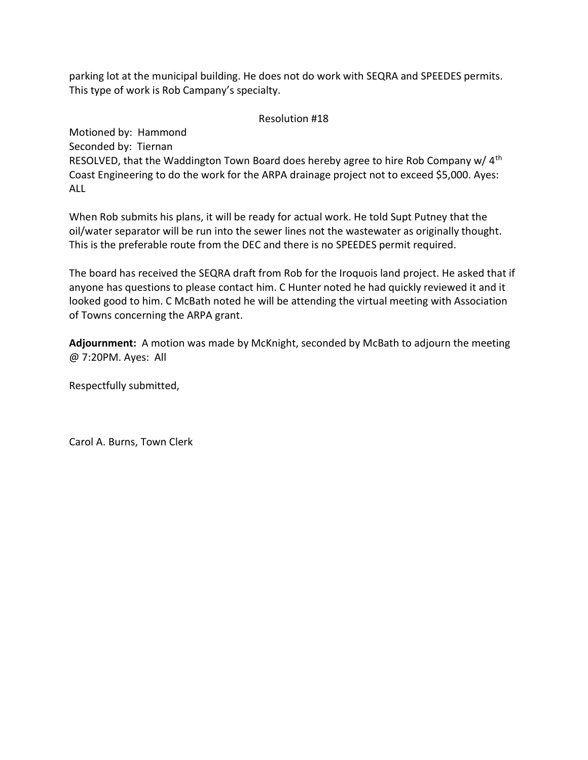parking lot at the municipal building. He does not do work with SEQRA and SPEEDES permits. This type of work is Rob Campany's specialty.

Resolution #18

Motioned by: Hammond
Seconded by: Tiernan
RESOLVED, that the Waddington Town Board does hereby agree to hire Rob Company w/ 4th Coast Engineering to do the work for the ARPA drainage project not to exceed $5,000. Ayes: ALL

When Rob submits his plans, it will be ready for actual work. He told Supt Putney that the oil/water separator will be run into the sewer lines not the wastewater as originally thought. This is the preferable route from the DEC and there is no SPEEDES permit required.

The board has received the SEQRA draft from Rob for the Iroquois land project. He asked that if anyone has questions to please contact him. C Hunter noted he had quickly reviewed it and it looked good to him. C McBath noted he will be attending the virtual meeting with Association of Towns concerning the ARPA grant.

**Adjournment:** A motion was made by McKnight, seconded by McBath to adjourn the meeting @ 7:20PM. Ayes: All

Respectfully submitted,

Carol A. Burns, Town Clerk